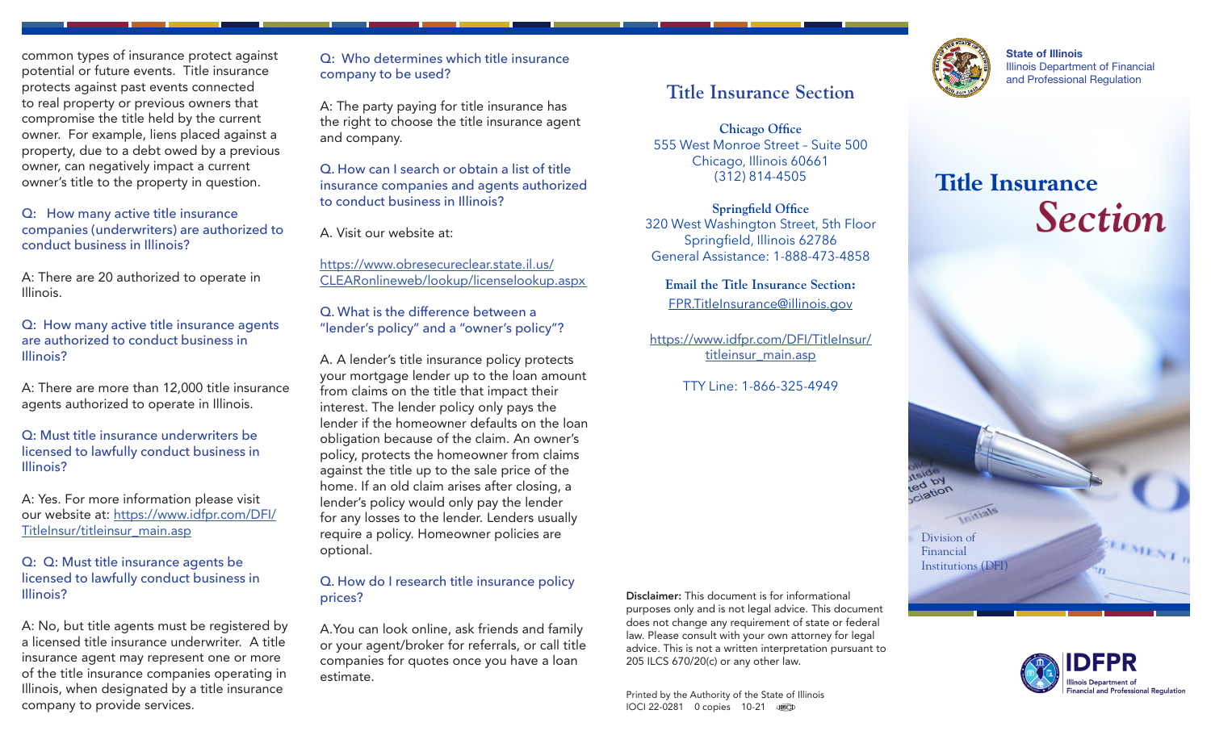common types of insurance protect against potential or future events. Title insurance protects against past events connected to real property or previous owners that compromise the title held by the current owner. For example, liens placed against a property, due to a debt owed by a previous owner, can negatively impact a current owner's title to the property in question.

**Q: How many active title insurance companies (underwriters) are authorized to conduct business in Illinois?**

A: There are 20 authorized to operate in Illinois.

**Q: How many active title insurance agents are authorized to conduct business in Illinois?**

A: There are more than 12,000 title insurance agents authorized to operate in Illinois.

**Q: Must title insurance underwriters be licensed to lawfully conduct business in Illinois?**

A: Yes. For more information please visit our website at: https://www.idfpr.com/DFI/TitleInsur/titleinsur_main.asp

**Q: Q: Must title insurance agents be licensed to lawfully conduct business in Illinois?**

A: No, but title agents must be registered by a licensed title insurance underwriter. A title insurance agent may represent one or more of the title insurance companies operating in Illinois, when designated by a title insurance company to provide services.

**Q: Who determines which title insurance company to be used?**

A: The party paying for title insurance has the right to choose the title insurance agent and company.

**Q. How can I search or obtain a list of title insurance companies and agents authorized to conduct business in Illinois?**

A. Visit our website at:

https://www.obresecureclear.state.il.us/CLEARonlineweb/lookup/licenselookup.aspx

**Q. What is the difference between a "lender's policy" and a "owner's policy"?**

A. A lender's title insurance policy protects your mortgage lender up to the loan amount from claims on the title that impact their interest. The lender policy only pays the lender if the homeowner defaults on the loan obligation because of the claim. An owner's policy, protects the homeowner from claims against the title up to the sale price of the home. If an old claim arises after closing, a lender's policy would only pay the lender for any losses to the lender. Lenders usually require a policy. Homeowner policies are optional.

**Q. How do I research title insurance policy prices?**

A.You can look online, ask friends and family or your agent/broker for referrals, or call title companies for quotes once you have a loan estimate.

## Title Insurance Section

**Chicago Office**
555 West Monroe Street – Suite 500
Chicago, Illinois 60661
(312) 814-4505

**Springfield Office**
320 West Washington Street, 5th Floor
Springfield, Illinois 62786
General Assistance: 1-888-473-4858

**Email the Title Insurance Section:**
FPR.TitleInsurance@illinois.gov

https://www.idfpr.com/DFI/TitleInsur/titleinsur_main.asp

TTY Line: 1-866-325-4949

**Disclaimer:** This document is for informational purposes only and is not legal advice. This document does not change any requirement of state or federal law. Please consult with your own attorney for legal advice. This is not a written interpretation pursuant to 205 ILCS 670/20(c) or any other law.

Printed by the Authority of the State of Illinois
IOCI 22-0281 0 copies 10-21

State of Illinois
Illinois Department of Financial and Professional Regulation

# Title Insurance *Section*

Division of Financial Institutions (DFI)

IDFPR
Illinois Department of Financial and Professional Regulation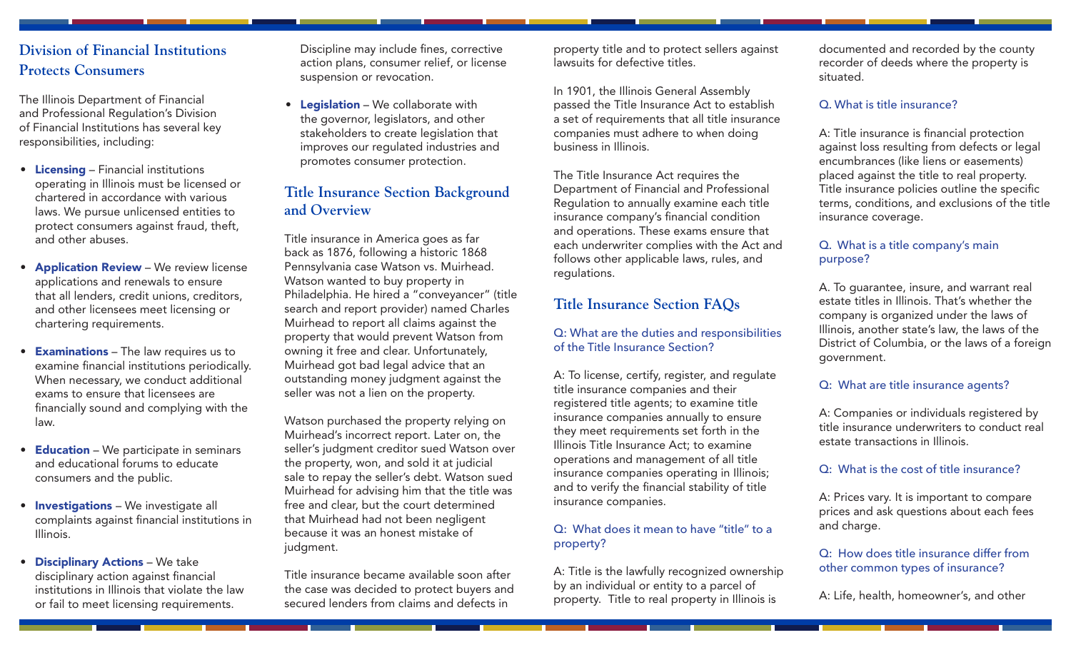## Division of Financial Institutions Protects Consumers

The Illinois Department of Financial and Professional Regulation's Division of Financial Institutions has several key responsibilities, including:

- **Licensing** – Financial institutions operating in Illinois must be licensed or chartered in accordance with various laws. We pursue unlicensed entities to protect consumers against fraud, theft, and other abuses.
- **Application Review** – We review license applications and renewals to ensure that all lenders, credit unions, creditors, and other licensees meet licensing or chartering requirements.
- **Examinations** – The law requires us to examine financial institutions periodically. When necessary, we conduct additional exams to ensure that licensees are financially sound and complying with the law.
- **Education** – We participate in seminars and educational forums to educate consumers and the public.
- **Investigations** – We investigate all complaints against financial institutions in Illinois.
- **Disciplinary Actions** – We take disciplinary action against financial institutions in Illinois that violate the law or fail to meet licensing requirements. Discipline may include fines, corrective action plans, consumer relief, or license suspension or revocation.
- **Legislation** – We collaborate with the governor, legislators, and other stakeholders to create legislation that improves our regulated industries and promotes consumer protection.

## Title Insurance Section Background and Overview

Title insurance in America goes as far back as 1876, following a historic 1868 Pennsylvania case Watson vs. Muirhead. Watson wanted to buy property in Philadelphia. He hired a "conveyancer" (title search and report provider) named Charles Muirhead to report all claims against the property that would prevent Watson from owning it free and clear. Unfortunately, Muirhead got bad legal advice that an outstanding money judgment against the seller was not a lien on the property.

Watson purchased the property relying on Muirhead's incorrect report. Later on, the seller's judgment creditor sued Watson over the property, won, and sold it at judicial sale to repay the seller's debt. Watson sued Muirhead for advising him that the title was free and clear, but the court determined that Muirhead had not been negligent because it was an honest mistake of judgment.

Title insurance became available soon after the case was decided to protect buyers and secured lenders from claims and defects in property title and to protect sellers against lawsuits for defective titles.

In 1901, the Illinois General Assembly passed the Title Insurance Act to establish a set of requirements that all title insurance companies must adhere to when doing business in Illinois.

The Title Insurance Act requires the Department of Financial and Professional Regulation to annually examine each title insurance company's financial condition and operations. These exams ensure that each underwriter complies with the Act and follows other applicable laws, rules, and regulations.

## Title Insurance Section FAQs

**Q: What are the duties and responsibilities of the Title Insurance Section?**

A: To license, certify, register, and regulate title insurance companies and their registered title agents; to examine title insurance companies annually to ensure they meet requirements set forth in the Illinois Title Insurance Act; to examine operations and management of all title insurance companies operating in Illinois; and to verify the financial stability of title insurance companies.

**Q: What does it mean to have "title" to a property?**

A: Title is the lawfully recognized ownership by an individual or entity to a parcel of property. Title to real property in Illinois is documented and recorded by the county recorder of deeds where the property is situated.

**Q. What is title insurance?**

A: Title insurance is financial protection against loss resulting from defects or legal encumbrances (like liens or easements) placed against the title to real property. Title insurance policies outline the specific terms, conditions, and exclusions of the title insurance coverage.

**Q. What is a title company's main purpose?**

A. To guarantee, insure, and warrant real estate titles in Illinois. That's whether the company is organized under the laws of Illinois, another state's law, the laws of the District of Columbia, or the laws of a foreign government.

**Q: What are title insurance agents?**

A: Companies or individuals registered by title insurance underwriters to conduct real estate transactions in Illinois.

**Q: What is the cost of title insurance?**

A: Prices vary. It is important to compare prices and ask questions about each fees and charge.

**Q: How does title insurance differ from other common types of insurance?**

A: Life, health, homeowner's, and other